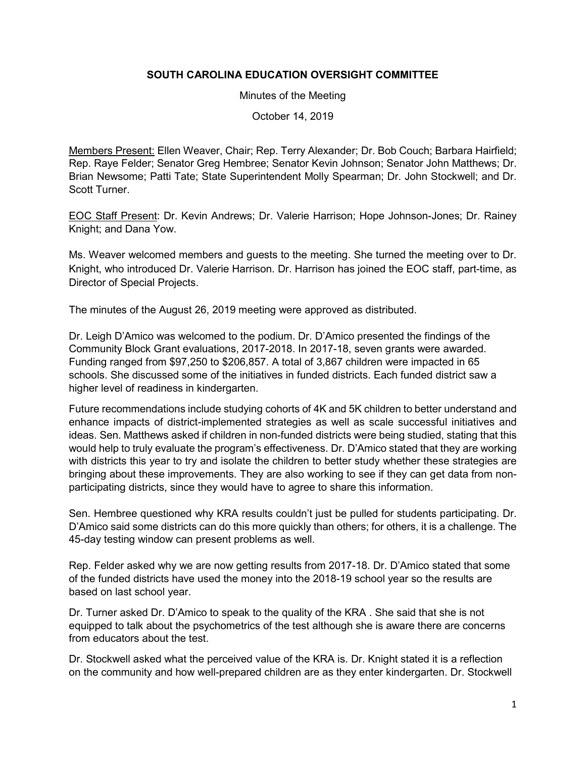# SOUTH CAROLINA EDUCATION OVERSIGHT COMMITTEE

Minutes of the Meeting

October 14, 2019

Members Present: Ellen Weaver, Chair; Rep. Terry Alexander; Dr. Bob Couch; Barbara Hairfield; Rep. Raye Felder; Senator Greg Hembree; Senator Kevin Johnson; Senator John Matthews; Dr. Brian Newsome; Patti Tate; State Superintendent Molly Spearman; Dr. John Stockwell; and Dr. Scott Turner.

EOC Staff Present: Dr. Kevin Andrews; Dr. Valerie Harrison; Hope Johnson-Jones; Dr. Rainey Knight; and Dana Yow.

Ms. Weaver welcomed members and guests to the meeting. She turned the meeting over to Dr. Knight, who introduced Dr. Valerie Harrison. Dr. Harrison has joined the EOC staff, part-time, as Director of Special Projects.

The minutes of the August 26, 2019 meeting were approved as distributed.

Dr. Leigh D'Amico was welcomed to the podium. Dr. D'Amico presented the findings of the Community Block Grant evaluations, 2017-2018. In 2017-18, seven grants were awarded. Funding ranged from $97,250 to $206,857. A total of 3,867 children were impacted in 65 schools. She discussed some of the initiatives in funded districts. Each funded district saw a higher level of readiness in kindergarten.

Future recommendations include studying cohorts of 4K and 5K children to better understand and enhance impacts of district-implemented strategies as well as scale successful initiatives and ideas. Sen. Matthews asked if children in non-funded districts were being studied, stating that this would help to truly evaluate the program's effectiveness. Dr. D'Amico stated that they are working with districts this year to try and isolate the children to better study whether these strategies are bringing about these improvements. They are also working to see if they can get data from non-participating districts, since they would have to agree to share this information.

Sen. Hembree questioned why KRA results couldn't just be pulled for students participating. Dr. D'Amico said some districts can do this more quickly than others; for others, it is a challenge. The 45-day testing window can present problems as well.

Rep. Felder asked why we are now getting results from 2017-18. Dr. D'Amico stated that some of the funded districts have used the money into the 2018-19 school year so the results are based on last school year.

Dr. Turner asked Dr. D'Amico to speak to the quality of the KRA . She said that she is not equipped to talk about the psychometrics of the test although she is aware there are concerns from educators about the test.

Dr. Stockwell asked what the perceived value of the KRA is. Dr. Knight stated it is a reflection on the community and how well-prepared children are as they enter kindergarten. Dr. Stockwell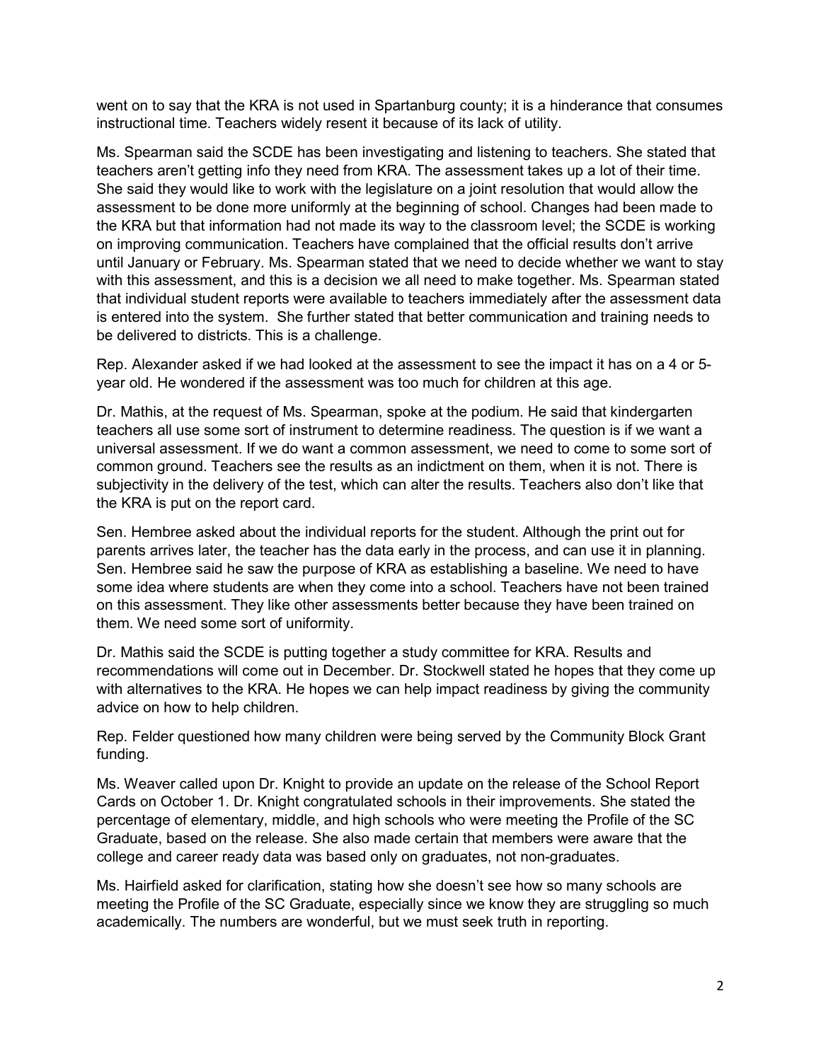went on to say that the KRA is not used in Spartanburg county; it is a hinderance that consumes instructional time. Teachers widely resent it because of its lack of utility.

Ms. Spearman said the SCDE has been investigating and listening to teachers. She stated that teachers aren't getting info they need from KRA. The assessment takes up a lot of their time. She said they would like to work with the legislature on a joint resolution that would allow the assessment to be done more uniformly at the beginning of school. Changes had been made to the KRA but that information had not made its way to the classroom level; the SCDE is working on improving communication. Teachers have complained that the official results don't arrive until January or February. Ms. Spearman stated that we need to decide whether we want to stay with this assessment, and this is a decision we all need to make together. Ms. Spearman stated that individual student reports were available to teachers immediately after the assessment data is entered into the system. She further stated that better communication and training needs to be delivered to districts. This is a challenge.

Rep. Alexander asked if we had looked at the assessment to see the impact it has on a 4 or 5-year old. He wondered if the assessment was too much for children at this age.

Dr. Mathis, at the request of Ms. Spearman, spoke at the podium. He said that kindergarten teachers all use some sort of instrument to determine readiness. The question is if we want a universal assessment. If we do want a common assessment, we need to come to some sort of common ground. Teachers see the results as an indictment on them, when it is not. There is subjectivity in the delivery of the test, which can alter the results. Teachers also don't like that the KRA is put on the report card.

Sen. Hembree asked about the individual reports for the student. Although the print out for parents arrives later, the teacher has the data early in the process, and can use it in planning. Sen. Hembree said he saw the purpose of KRA as establishing a baseline. We need to have some idea where students are when they come into a school. Teachers have not been trained on this assessment. They like other assessments better because they have been trained on them. We need some sort of uniformity.

Dr. Mathis said the SCDE is putting together a study committee for KRA. Results and recommendations will come out in December. Dr. Stockwell stated he hopes that they come up with alternatives to the KRA. He hopes we can help impact readiness by giving the community advice on how to help children.

Rep. Felder questioned how many children were being served by the Community Block Grant funding.

Ms. Weaver called upon Dr. Knight to provide an update on the release of the School Report Cards on October 1. Dr. Knight congratulated schools in their improvements. She stated the percentage of elementary, middle, and high schools who were meeting the Profile of the SC Graduate, based on the release. She also made certain that members were aware that the college and career ready data was based only on graduates, not non-graduates.

Ms. Hairfield asked for clarification, stating how she doesn't see how so many schools are meeting the Profile of the SC Graduate, especially since we know they are struggling so much academically. The numbers are wonderful, but we must seek truth in reporting.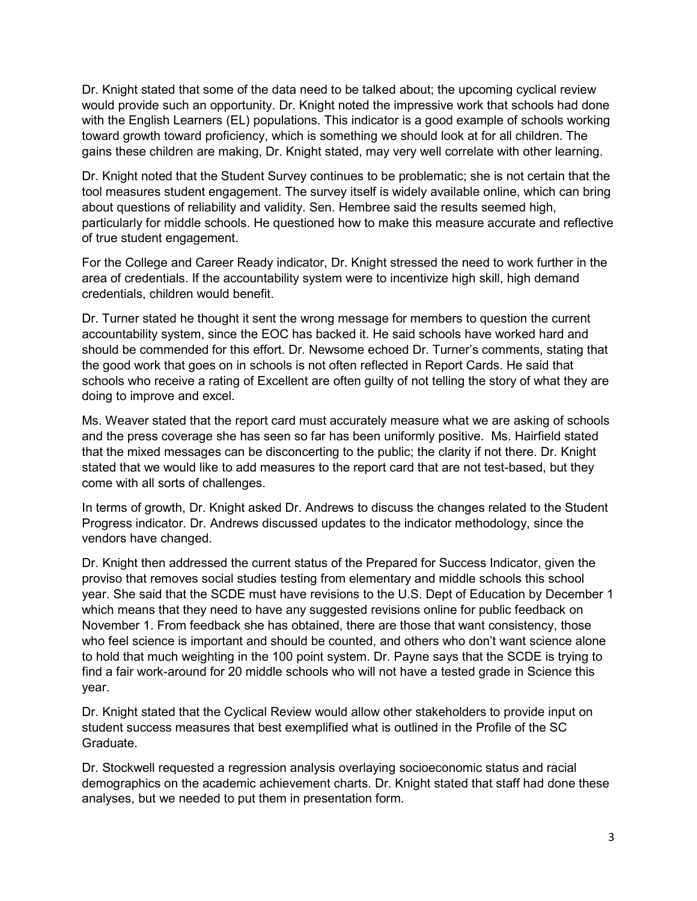Dr. Knight stated that some of the data need to be talked about; the upcoming cyclical review would provide such an opportunity. Dr. Knight noted the impressive work that schools had done with the English Learners (EL) populations. This indicator is a good example of schools working toward growth toward proficiency, which is something we should look at for all children. The gains these children are making, Dr. Knight stated, may very well correlate with other learning.

Dr. Knight noted that the Student Survey continues to be problematic; she is not certain that the tool measures student engagement. The survey itself is widely available online, which can bring about questions of reliability and validity. Sen. Hembree said the results seemed high, particularly for middle schools. He questioned how to make this measure accurate and reflective of true student engagement.

For the College and Career Ready indicator, Dr. Knight stressed the need to work further in the area of credentials. If the accountability system were to incentivize high skill, high demand credentials, children would benefit.

Dr. Turner stated he thought it sent the wrong message for members to question the current accountability system, since the EOC has backed it. He said schools have worked hard and should be commended for this effort. Dr. Newsome echoed Dr. Turner's comments, stating that the good work that goes on in schools is not often reflected in Report Cards. He said that schools who receive a rating of Excellent are often guilty of not telling the story of what they are doing to improve and excel.

Ms. Weaver stated that the report card must accurately measure what we are asking of schools and the press coverage she has seen so far has been uniformly positive. Ms. Hairfield stated that the mixed messages can be disconcerting to the public; the clarity if not there. Dr. Knight stated that we would like to add measures to the report card that are not test-based, but they come with all sorts of challenges.

In terms of growth, Dr. Knight asked Dr. Andrews to discuss the changes related to the Student Progress indicator. Dr. Andrews discussed updates to the indicator methodology, since the vendors have changed.

Dr. Knight then addressed the current status of the Prepared for Success Indicator, given the proviso that removes social studies testing from elementary and middle schools this school year. She said that the SCDE must have revisions to the U.S. Dept of Education by December 1 which means that they need to have any suggested revisions online for public feedback on November 1. From feedback she has obtained, there are those that want consistency, those who feel science is important and should be counted, and others who don't want science alone to hold that much weighting in the 100 point system. Dr. Payne says that the SCDE is trying to find a fair work-around for 20 middle schools who will not have a tested grade in Science this year.

Dr. Knight stated that the Cyclical Review would allow other stakeholders to provide input on student success measures that best exemplified what is outlined in the Profile of the SC Graduate.

Dr. Stockwell requested a regression analysis overlaying socioeconomic status and racial demographics on the academic achievement charts. Dr. Knight stated that staff had done these analyses, but we needed to put them in presentation form.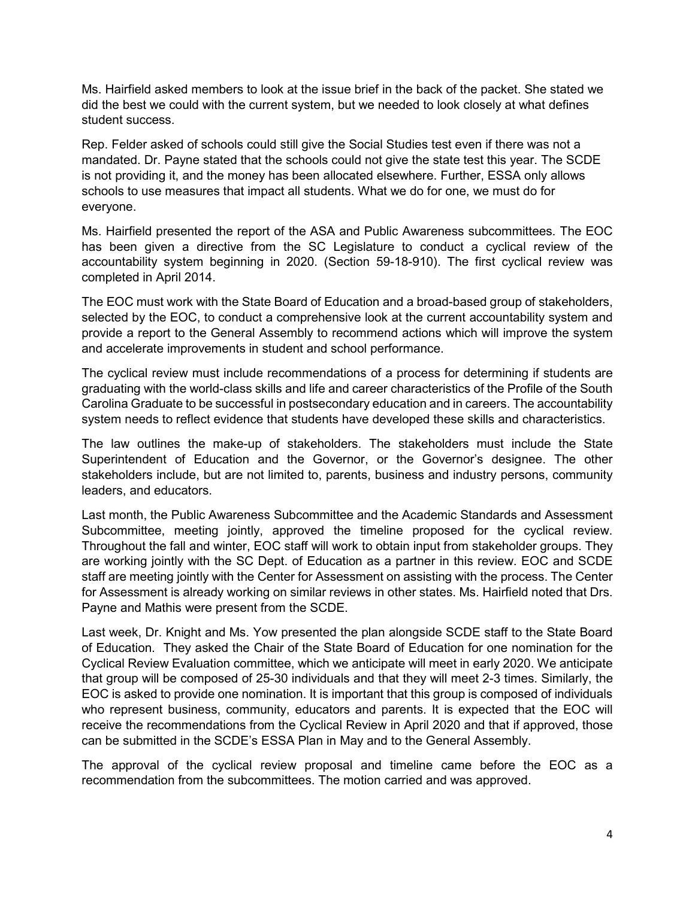Ms. Hairfield asked members to look at the issue brief in the back of the packet. She stated we did the best we could with the current system, but we needed to look closely at what defines student success.

Rep. Felder asked of schools could still give the Social Studies test even if there was not a mandated. Dr. Payne stated that the schools could not give the state test this year. The SCDE is not providing it, and the money has been allocated elsewhere. Further, ESSA only allows schools to use measures that impact all students. What we do for one, we must do for everyone.

Ms. Hairfield presented the report of the ASA and Public Awareness subcommittees. The EOC has been given a directive from the SC Legislature to conduct a cyclical review of the accountability system beginning in 2020. (Section 59-18-910). The first cyclical review was completed in April 2014.

The EOC must work with the State Board of Education and a broad-based group of stakeholders, selected by the EOC, to conduct a comprehensive look at the current accountability system and provide a report to the General Assembly to recommend actions which will improve the system and accelerate improvements in student and school performance.

The cyclical review must include recommendations of a process for determining if students are graduating with the world-class skills and life and career characteristics of the Profile of the South Carolina Graduate to be successful in postsecondary education and in careers. The accountability system needs to reflect evidence that students have developed these skills and characteristics.

The law outlines the make-up of stakeholders. The stakeholders must include the State Superintendent of Education and the Governor, or the Governor's designee. The other stakeholders include, but are not limited to, parents, business and industry persons, community leaders, and educators.

Last month, the Public Awareness Subcommittee and the Academic Standards and Assessment Subcommittee, meeting jointly, approved the timeline proposed for the cyclical review. Throughout the fall and winter, EOC staff will work to obtain input from stakeholder groups. They are working jointly with the SC Dept. of Education as a partner in this review. EOC and SCDE staff are meeting jointly with the Center for Assessment on assisting with the process. The Center for Assessment is already working on similar reviews in other states. Ms. Hairfield noted that Drs. Payne and Mathis were present from the SCDE.

Last week, Dr. Knight and Ms. Yow presented the plan alongside SCDE staff to the State Board of Education. They asked the Chair of the State Board of Education for one nomination for the Cyclical Review Evaluation committee, which we anticipate will meet in early 2020. We anticipate that group will be composed of 25-30 individuals and that they will meet 2-3 times. Similarly, the EOC is asked to provide one nomination. It is important that this group is composed of individuals who represent business, community, educators and parents. It is expected that the EOC will receive the recommendations from the Cyclical Review in April 2020 and that if approved, those can be submitted in the SCDE's ESSA Plan in May and to the General Assembly.

The approval of the cyclical review proposal and timeline came before the EOC as a recommendation from the subcommittees. The motion carried and was approved.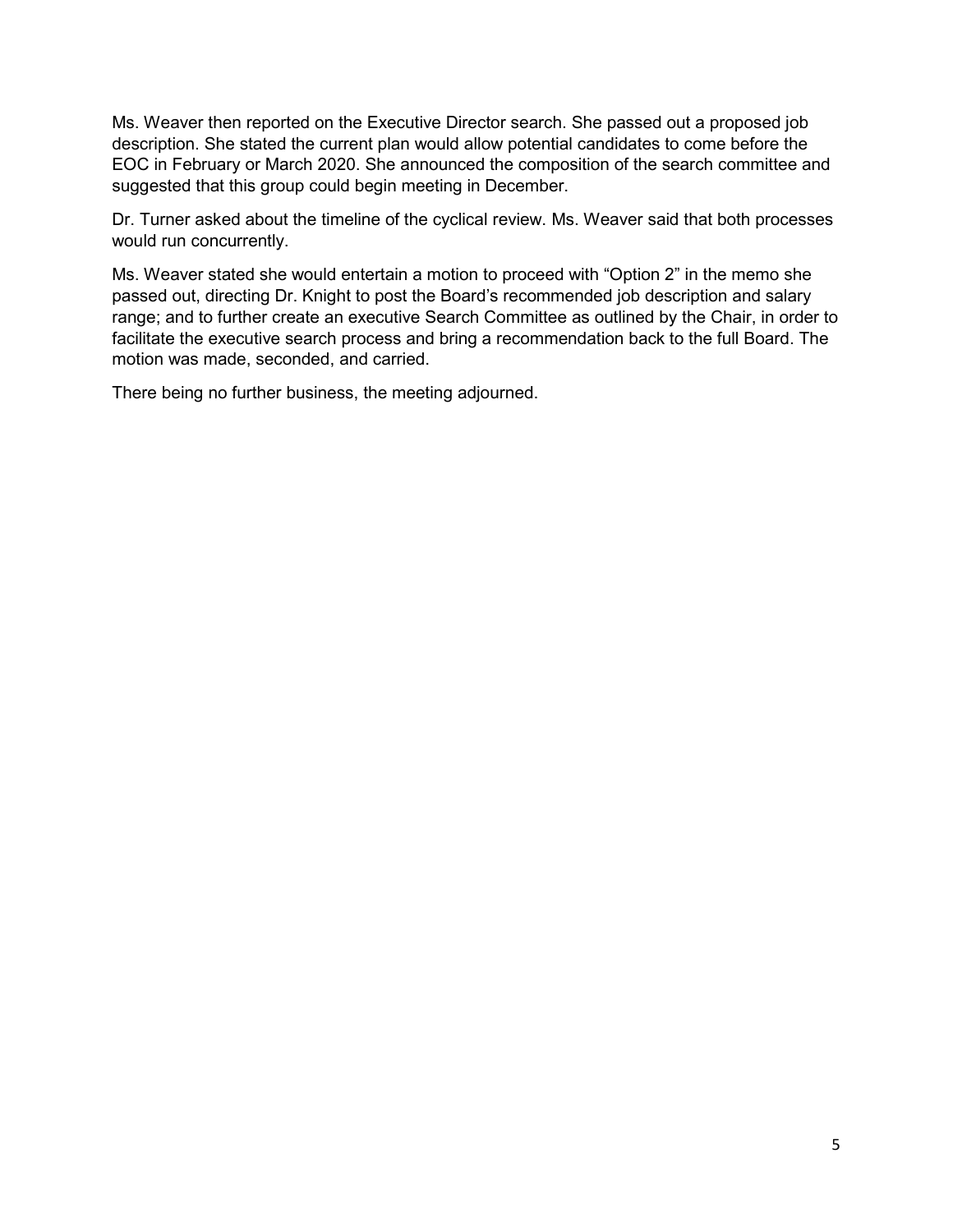Ms. Weaver then reported on the Executive Director search. She passed out a proposed job description. She stated the current plan would allow potential candidates to come before the EOC in February or March 2020. She announced the composition of the search committee and suggested that this group could begin meeting in December.

Dr. Turner asked about the timeline of the cyclical review. Ms. Weaver said that both processes would run concurrently.

Ms. Weaver stated she would entertain a motion to proceed with "Option 2" in the memo she passed out, directing Dr. Knight to post the Board's recommended job description and salary range; and to further create an executive Search Committee as outlined by the Chair, in order to facilitate the executive search process and bring a recommendation back to the full Board. The motion was made, seconded, and carried.

There being no further business, the meeting adjourned.